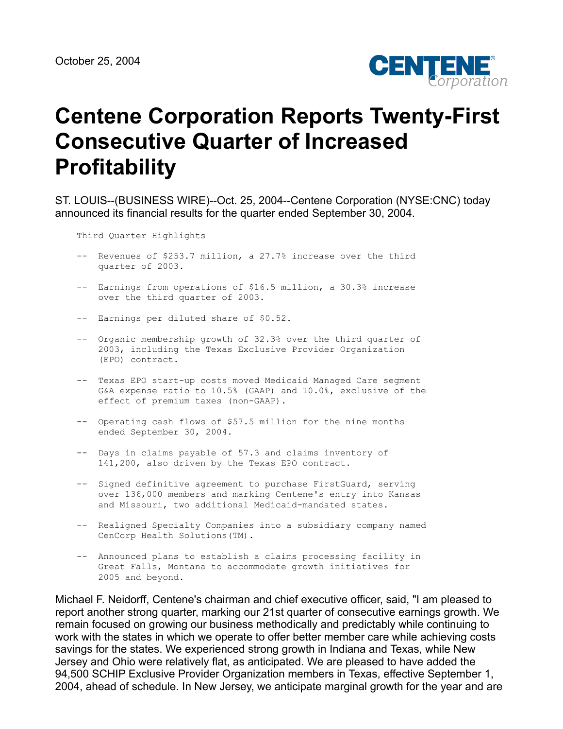October 25, 2004

# Centene Corporation Reports Twenty-First Consecutive Quarter of Increased Profitability

ST. LOUIS--(BUSINESS WIRE)--Oct. 25, 2004--Centene Corporation (NYSE:CNC) today announced its financial results for the quarter ended September 30, 2004.

Third Quarter Highlights

- Revenues of $253.7 million, a 27.7% increase over the third quarter of 2003.
- Earnings from operations of $16.5 million, a 30.3% increase over the third quarter of 2003.
- Earnings per diluted share of $0.52.
- Organic membership growth of 32.3% over the third quarter of 2003, including the Texas Exclusive Provider Organization (EPO) contract.
- Texas EPO start-up costs moved Medicaid Managed Care segment G&A expense ratio to 10.5% (GAAP) and 10.0%, exclusive of the effect of premium taxes (non-GAAP).
- Operating cash flows of $57.5 million for the nine months ended September 30, 2004.
- Days in claims payable of 57.3 and claims inventory of 141,200, also driven by the Texas EPO contract.
- Signed definitive agreement to purchase FirstGuard, serving over 136,000 members and marking Centene's entry into Kansas and Missouri, two additional Medicaid-mandated states.
- Realigned Specialty Companies into a subsidiary company named CenCorp Health Solutions(TM).
- Announced plans to establish a claims processing facility in Great Falls, Montana to accommodate growth initiatives for 2005 and beyond.

Michael F. Neidorff, Centene's chairman and chief executive officer, said, "I am pleased to report another strong quarter, marking our 21st quarter of consecutive earnings growth. We remain focused on growing our business methodically and predictably while continuing to work with the states in which we operate to offer better member care while achieving costs savings for the states. We experienced strong growth in Indiana and Texas, while New Jersey and Ohio were relatively flat, as anticipated. We are pleased to have added the 94,500 SCHIP Exclusive Provider Organization members in Texas, effective September 1, 2004, ahead of schedule. In New Jersey, we anticipate marginal growth for the year and are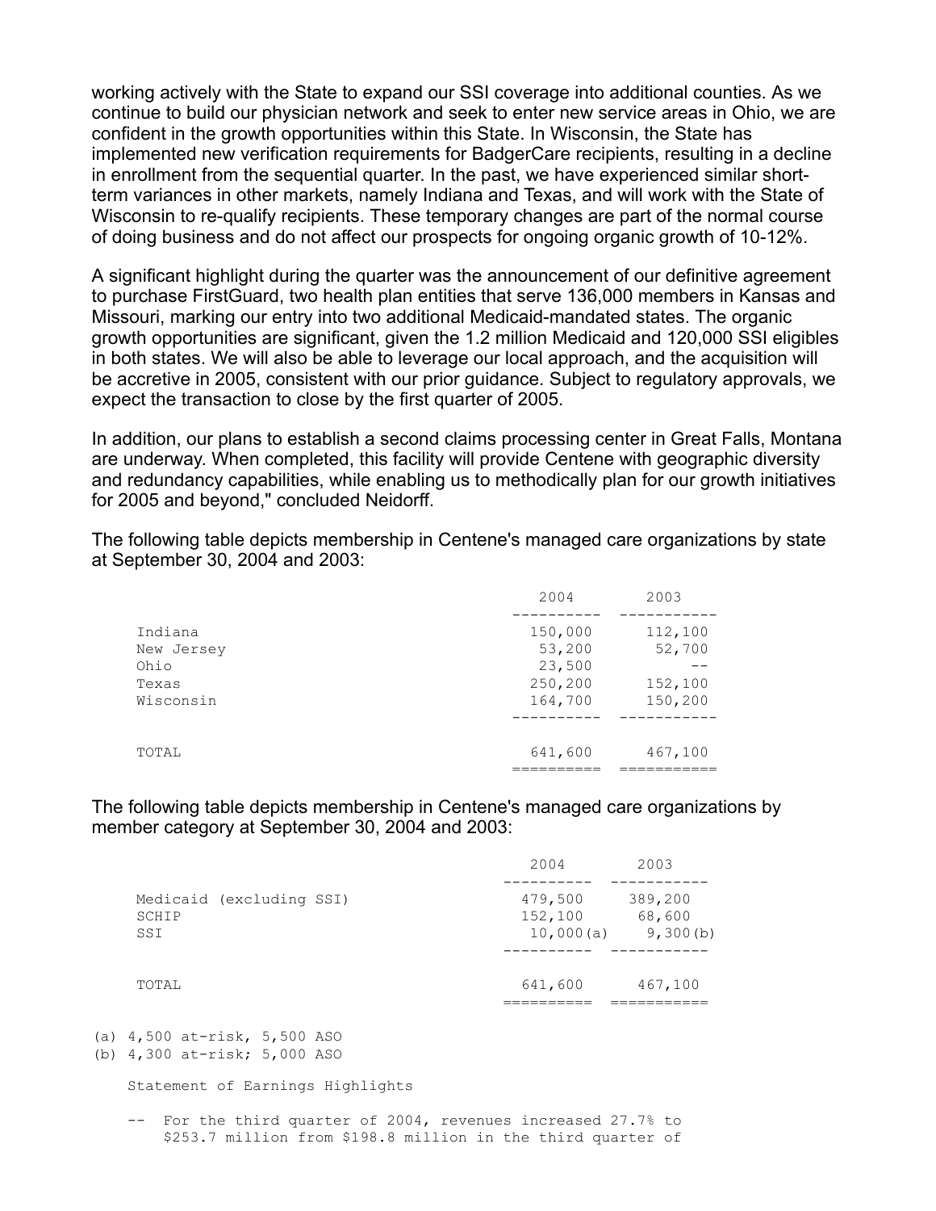working actively with the State to expand our SSI coverage into additional counties. As we continue to build our physician network and seek to enter new service areas in Ohio, we are confident in the growth opportunities within this State. In Wisconsin, the State has implemented new verification requirements for BadgerCare recipients, resulting in a decline in enrollment from the sequential quarter. In the past, we have experienced similar short-term variances in other markets, namely Indiana and Texas, and will work with the State of Wisconsin to re-qualify recipients. These temporary changes are part of the normal course of doing business and do not affect our prospects for ongoing organic growth of 10-12%.

A significant highlight during the quarter was the announcement of our definitive agreement to purchase FirstGuard, two health plan entities that serve 136,000 members in Kansas and Missouri, marking our entry into two additional Medicaid-mandated states. The organic growth opportunities are significant, given the 1.2 million Medicaid and 120,000 SSI eligibles in both states. We will also be able to leverage our local approach, and the acquisition will be accretive in 2005, consistent with our prior guidance. Subject to regulatory approvals, we expect the transaction to close by the first quarter of 2005.

In addition, our plans to establish a second claims processing center in Great Falls, Montana are underway. When completed, this facility will provide Centene with geographic diversity and redundancy capabilities, while enabling us to methodically plan for our growth initiatives for 2005 and beyond," concluded Neidorff.

The following table depicts membership in Centene's managed care organizations by state at September 30, 2004 and 2003:

| | 2004 | 2003 |
|---|---|---|
| Indiana | 150,000 | 112,100 |
| New Jersey | 53,200 | 52,700 |
| Ohio | 23,500 | -- |
| Texas | 250,200 | 152,100 |
| Wisconsin | 164,700 | 150,200 |
| TOTAL | 641,600 | 467,100 |

The following table depicts membership in Centene's managed care organizations by member category at September 30, 2004 and 2003:

| | 2004 | 2003 |
|---|---|---|
| Medicaid (excluding SSI) | 479,500 | 389,200 |
| SCHIP | 152,100 | 68,600 |
| SSI | 10,000(a) | 9,300(b) |
| TOTAL | 641,600 | 467,100 |

(a) 4,500 at-risk, 5,500 ASO
(b) 4,300 at-risk; 5,000 ASO

Statement of Earnings Highlights

-- For the third quarter of 2004, revenues increased 27.7% to $253.7 million from $198.8 million in the third quarter of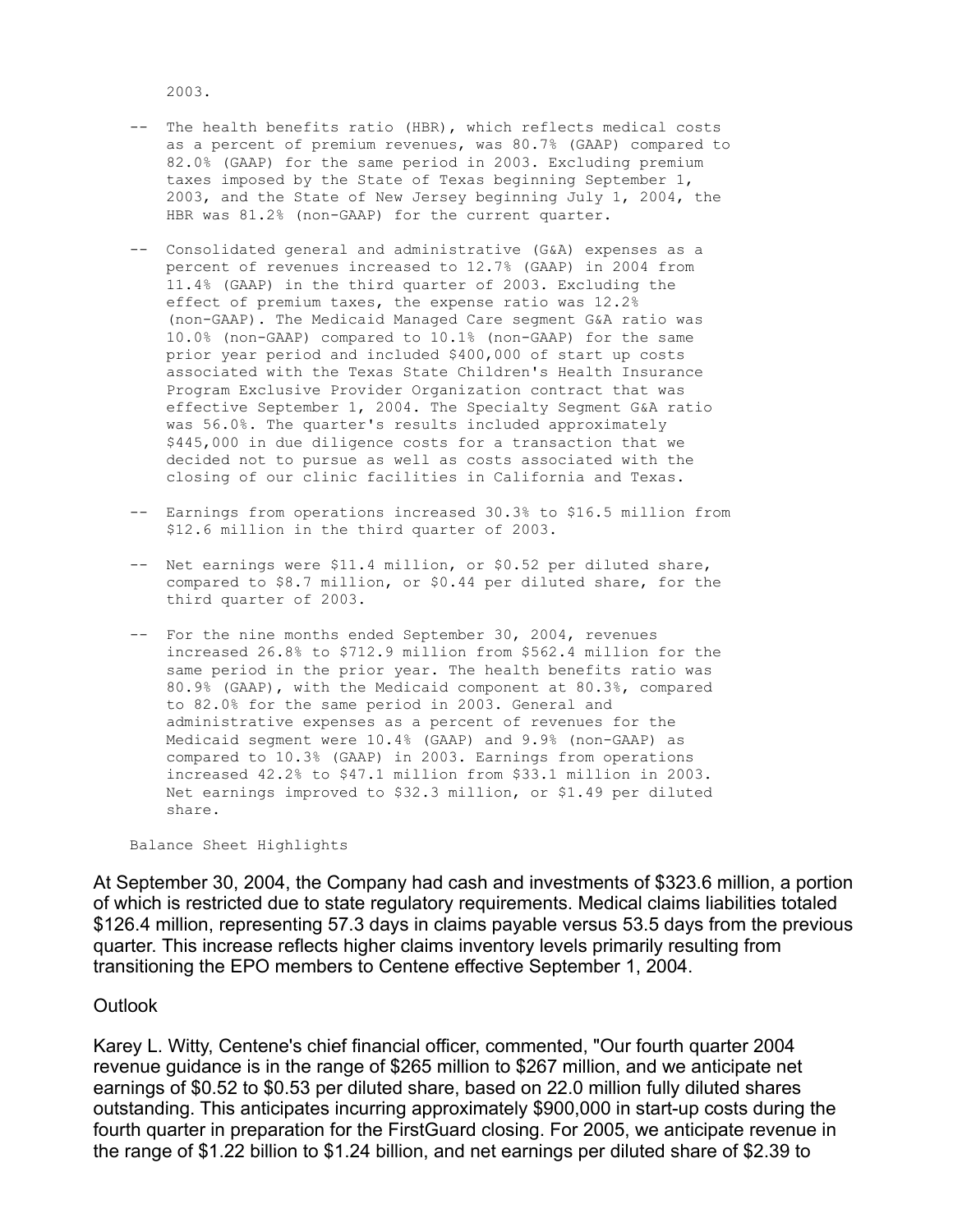2003.

- The health benefits ratio (HBR), which reflects medical costs as a percent of premium revenues, was 80.7% (GAAP) compared to 82.0% (GAAP) for the same period in 2003. Excluding premium taxes imposed by the State of Texas beginning September 1, 2003, and the State of New Jersey beginning July 1, 2004, the HBR was 81.2% (non-GAAP) for the current quarter.

- Consolidated general and administrative (G&A) expenses as a percent of revenues increased to 12.7% (GAAP) in 2004 from 11.4% (GAAP) in the third quarter of 2003. Excluding the effect of premium taxes, the expense ratio was 12.2% (non-GAAP). The Medicaid Managed Care segment G&A ratio was 10.0% (non-GAAP) compared to 10.1% (non-GAAP) for the same prior year period and included $400,000 of start up costs associated with the Texas State Children's Health Insurance Program Exclusive Provider Organization contract that was effective September 1, 2004. The Specialty Segment G&A ratio was 56.0%. The quarter's results included approximately $445,000 in due diligence costs for a transaction that we decided not to pursue as well as costs associated with the closing of our clinic facilities in California and Texas.

- Earnings from operations increased 30.3% to $16.5 million from $12.6 million in the third quarter of 2003.

- Net earnings were $11.4 million, or $0.52 per diluted share, compared to $8.7 million, or $0.44 per diluted share, for the third quarter of 2003.

- For the nine months ended September 30, 2004, revenues increased 26.8% to $712.9 million from $562.4 million for the same period in the prior year. The health benefits ratio was 80.9% (GAAP), with the Medicaid component at 80.3%, compared to 82.0% for the same period in 2003. General and administrative expenses as a percent of revenues for the Medicaid segment were 10.4% (GAAP) and 9.9% (non-GAAP) as compared to 10.3% (GAAP) in 2003. Earnings from operations increased 42.2% to $47.1 million from $33.1 million in 2003. Net earnings improved to $32.3 million, or $1.49 per diluted share.

Balance Sheet Highlights

At September 30, 2004, the Company had cash and investments of $323.6 million, a portion of which is restricted due to state regulatory requirements. Medical claims liabilities totaled $126.4 million, representing 57.3 days in claims payable versus 53.5 days from the previous quarter. This increase reflects higher claims inventory levels primarily resulting from transitioning the EPO members to Centene effective September 1, 2004.

Outlook

Karey L. Witty, Centene's chief financial officer, commented, "Our fourth quarter 2004 revenue guidance is in the range of $265 million to $267 million, and we anticipate net earnings of $0.52 to $0.53 per diluted share, based on 22.0 million fully diluted shares outstanding. This anticipates incurring approximately $900,000 in start-up costs during the fourth quarter in preparation for the FirstGuard closing. For 2005, we anticipate revenue in the range of $1.22 billion to $1.24 billion, and net earnings per diluted share of $2.39 to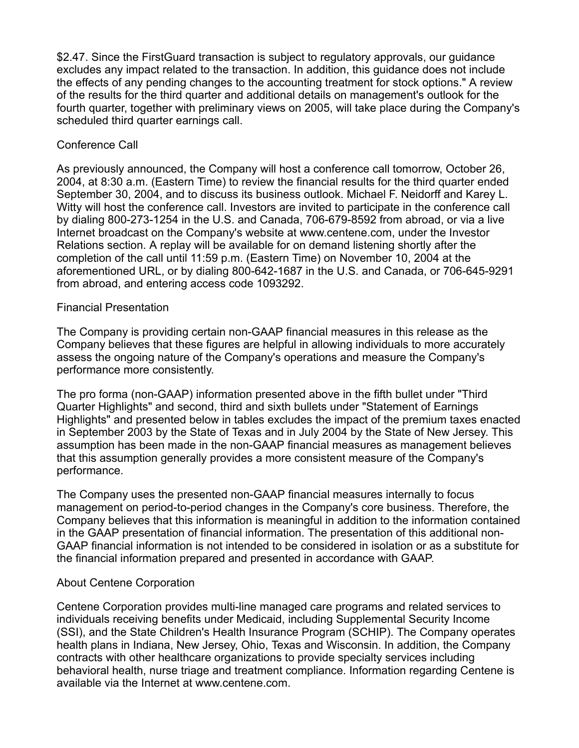$2.47. Since the FirstGuard transaction is subject to regulatory approvals, our guidance excludes any impact related to the transaction. In addition, this guidance does not include the effects of any pending changes to the accounting treatment for stock options." A review of the results for the third quarter and additional details on management's outlook for the fourth quarter, together with preliminary views on 2005, will take place during the Company's scheduled third quarter earnings call.

## Conference Call

As previously announced, the Company will host a conference call tomorrow, October 26, 2004, at 8:30 a.m. (Eastern Time) to review the financial results for the third quarter ended September 30, 2004, and to discuss its business outlook. Michael F. Neidorff and Karey L. Witty will host the conference call. Investors are invited to participate in the conference call by dialing 800-273-1254 in the U.S. and Canada, 706-679-8592 from abroad, or via a live Internet broadcast on the Company's website at www.centene.com, under the Investor Relations section. A replay will be available for on demand listening shortly after the completion of the call until 11:59 p.m. (Eastern Time) on November 10, 2004 at the aforementioned URL, or by dialing 800-642-1687 in the U.S. and Canada, or 706-645-9291 from abroad, and entering access code 1093292.

## Financial Presentation

The Company is providing certain non-GAAP financial measures in this release as the Company believes that these figures are helpful in allowing individuals to more accurately assess the ongoing nature of the Company's operations and measure the Company's performance more consistently.

The pro forma (non-GAAP) information presented above in the fifth bullet under "Third Quarter Highlights" and second, third and sixth bullets under "Statement of Earnings Highlights" and presented below in tables excludes the impact of the premium taxes enacted in September 2003 by the State of Texas and in July 2004 by the State of New Jersey. This assumption has been made in the non-GAAP financial measures as management believes that this assumption generally provides a more consistent measure of the Company's performance.

The Company uses the presented non-GAAP financial measures internally to focus management on period-to-period changes in the Company's core business. Therefore, the Company believes that this information is meaningful in addition to the information contained in the GAAP presentation of financial information. The presentation of this additional non-GAAP financial information is not intended to be considered in isolation or as a substitute for the financial information prepared and presented in accordance with GAAP.

## About Centene Corporation

Centene Corporation provides multi-line managed care programs and related services to individuals receiving benefits under Medicaid, including Supplemental Security Income (SSI), and the State Children's Health Insurance Program (SCHIP). The Company operates health plans in Indiana, New Jersey, Ohio, Texas and Wisconsin. In addition, the Company contracts with other healthcare organizations to provide specialty services including behavioral health, nurse triage and treatment compliance. Information regarding Centene is available via the Internet at www.centene.com.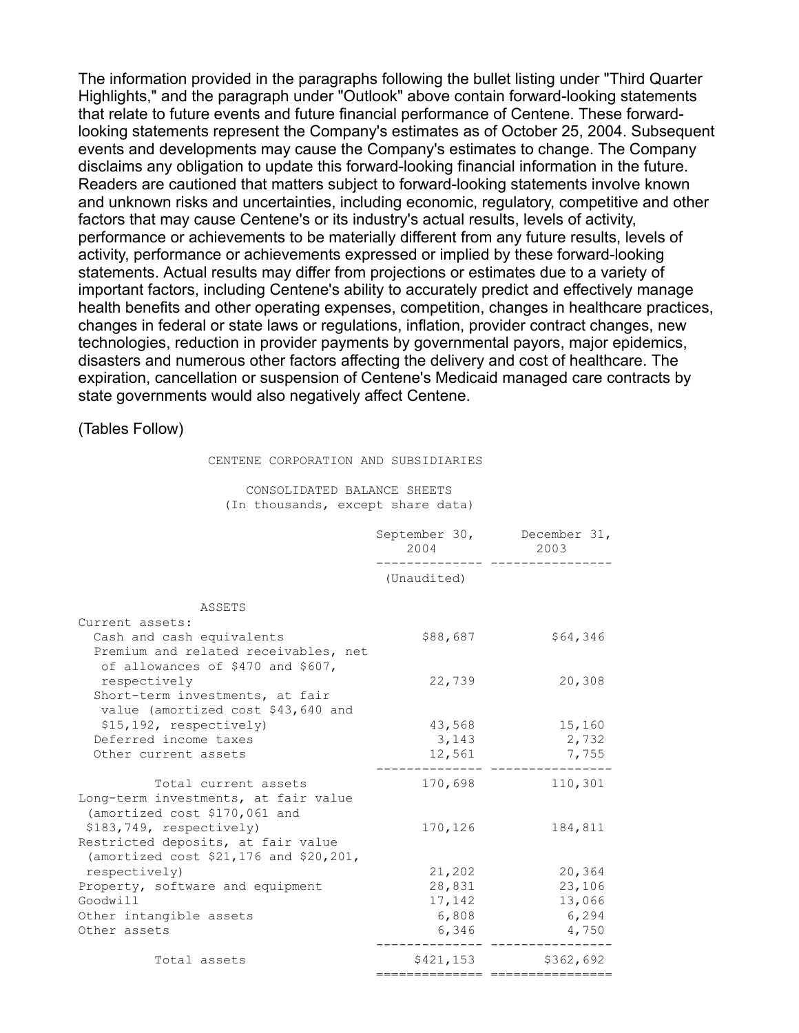The information provided in the paragraphs following the bullet listing under "Third Quarter Highlights," and the paragraph under "Outlook" above contain forward-looking statements that relate to future events and future financial performance of Centene. These forward-looking statements represent the Company's estimates as of October 25, 2004. Subsequent events and developments may cause the Company's estimates to change. The Company disclaims any obligation to update this forward-looking financial information in the future. Readers are cautioned that matters subject to forward-looking statements involve known and unknown risks and uncertainties, including economic, regulatory, competitive and other factors that may cause Centene's or its industry's actual results, levels of activity, performance or achievements to be materially different from any future results, levels of activity, performance or achievements expressed or implied by these forward-looking statements. Actual results may differ from projections or estimates due to a variety of important factors, including Centene's ability to accurately predict and effectively manage health benefits and other operating expenses, competition, changes in healthcare practices, changes in federal or state laws or regulations, inflation, provider contract changes, new technologies, reduction in provider payments by governmental payors, major epidemics, disasters and numerous other factors affecting the delivery and cost of healthcare. The expiration, cancellation or suspension of Centene's Medicaid managed care contracts by state governments would also negatively affect Centene.

(Tables Follow)

CENTENE CORPORATION AND SUBSIDIARIES

CONSOLIDATED BALANCE SHEETS
(In thousands, except share data)

| | September 30, 2004 | December 31, 2003 |
|---|---|---|
| | (Unaudited) | |
| ASSETS | | |
| Current assets: | | |
| Cash and cash equivalents | $88,687 | $64,346 |
| Premium and related receivables, net of allowances of $470 and $607, respectively | 22,739 | 20,308 |
| Short-term investments, at fair value (amortized cost $43,640 and $15,192, respectively) | 43,568 | 15,160 |
| Deferred income taxes | 3,143 | 2,732 |
| Other current assets | 12,561 | 7,755 |
| Total current assets | 170,698 | 110,301 |
| Long-term investments, at fair value (amortized cost $170,061 and $183,749, respectively) | 170,126 | 184,811 |
| Restricted deposits, at fair value (amortized cost $21,176 and $20,201, respectively) | 21,202 | 20,364 |
| Property, software and equipment | 28,831 | 23,106 |
| Goodwill | 17,142 | 13,066 |
| Other intangible assets | 6,808 | 6,294 |
| Other assets | 6,346 | 4,750 |
| Total assets | $421,153 | $362,692 |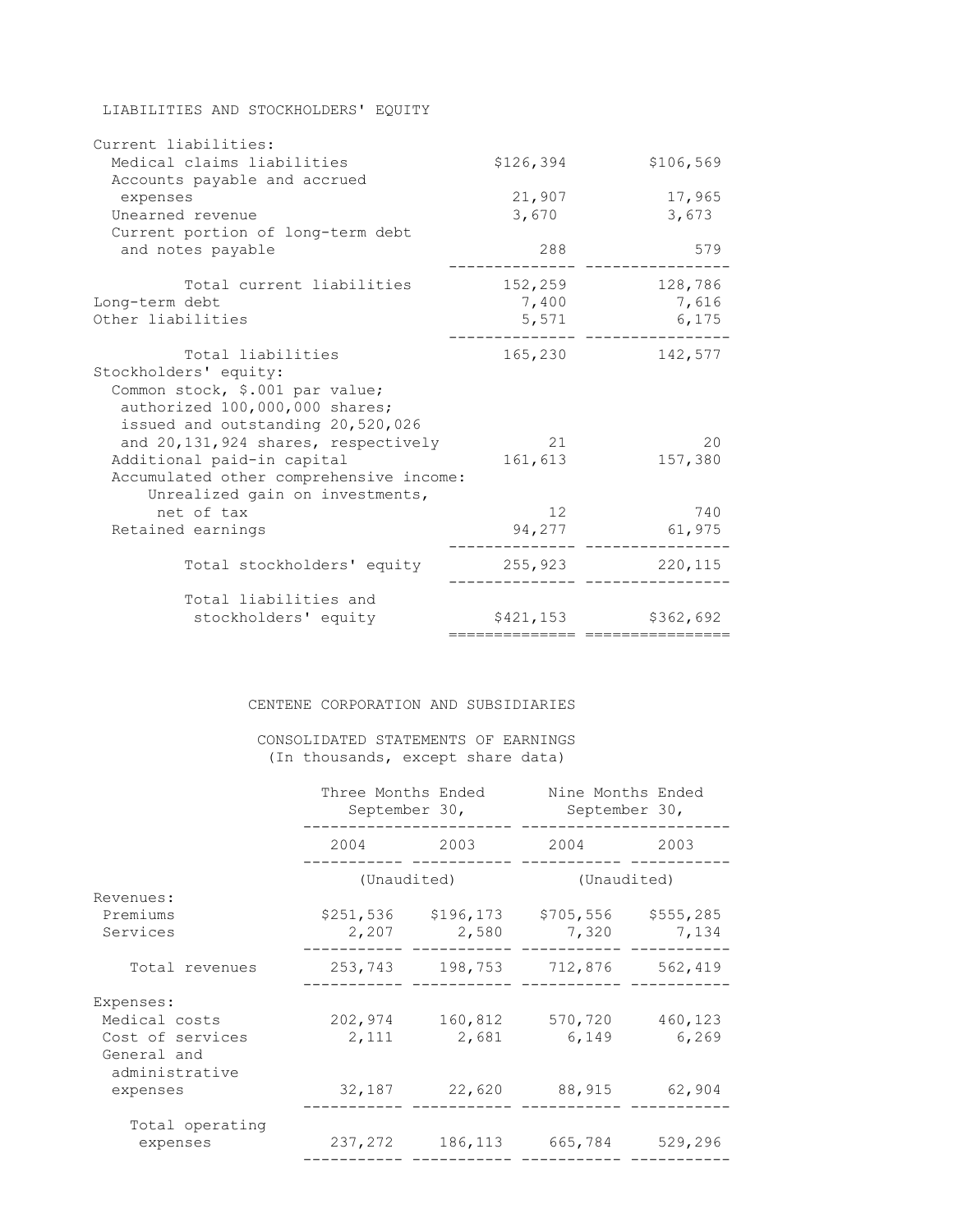LIABILITIES AND STOCKHOLDERS' EQUITY

| | | |
|---|---|---|
| Current liabilities: | | |
| Medical claims liabilities | $126,394 | $106,569 |
| Accounts payable and accrued expenses | 21,907 | 17,965 |
| Unearned revenue | 3,670 | 3,673 |
| Current portion of long-term debt and notes payable | 288 | 579 |
| Total current liabilities | 152,259 | 128,786 |
| Long-term debt | 7,400 | 7,616 |
| Other liabilities | 5,571 | 6,175 |
| Total liabilities | 165,230 | 142,577 |
| Stockholders' equity: | | |
| Common stock, $.001 par value; authorized 100,000,000 shares; issued and outstanding 20,520,026 and 20,131,924 shares, respectively | 21 | 20 |
| Additional paid-in capital | 161,613 | 157,380 |
| Accumulated other comprehensive income: | | |
| Unrealized gain on investments, net of tax | 12 | 740 |
| Retained earnings | 94,277 | 61,975 |
| Total stockholders' equity | 255,923 | 220,115 |
| Total liabilities and stockholders' equity | $421,153 | $362,692 |

CENTENE CORPORATION AND SUBSIDIARIES

CONSOLIDATED STATEMENTS OF EARNINGS
(In thousands, except share data)

| | Three Months Ended September 30, | | Nine Months Ended September 30, | |
|---|---|---|---|---|
| | 2004 | 2003 | 2004 | 2003 |
| | (Unaudited) | | (Unaudited) | |
| Revenues: | | | | |
| Premiums | $251,536 | $196,173 | $705,556 | $555,285 |
| Services | 2,207 | 2,580 | 7,320 | 7,134 |
| Total revenues | 253,743 | 198,753 | 712,876 | 562,419 |
| Expenses: | | | | |
| Medical costs | 202,974 | 160,812 | 570,720 | 460,123 |
| Cost of services | 2,111 | 2,681 | 6,149 | 6,269 |
| General and administrative expenses | 32,187 | 22,620 | 88,915 | 62,904 |
| Total operating expenses | 237,272 | 186,113 | 665,784 | 529,296 |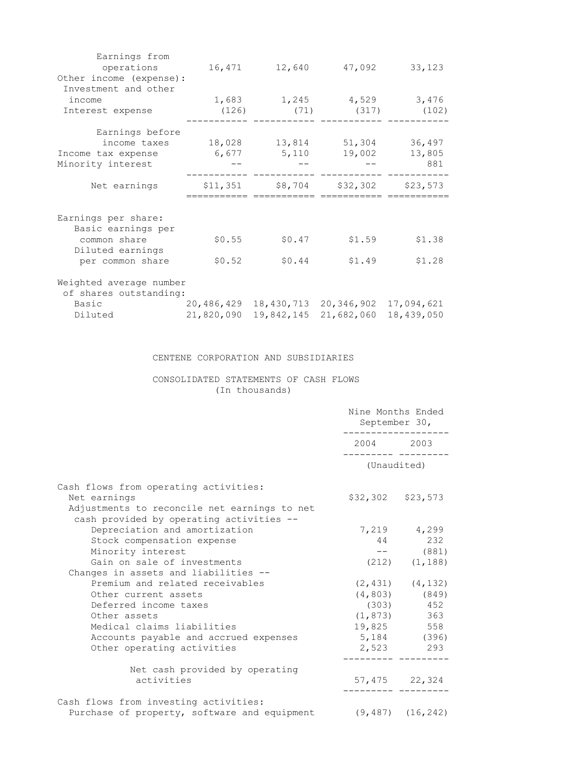| | | | | |
|---|---|---|---|---|
| Earnings from operations | 16,471 | 12,640 | 47,092 | 33,123 |
| Other income (expense): | | | | |
| Investment and other income | 1,683 | 1,245 | 4,529 | 3,476 |
| Interest expense | (126) | (71) | (317) | (102) |
| Earnings before income taxes | 18,028 | 13,814 | 51,304 | 36,497 |
| Income tax expense | 6,677 | 5,110 | 19,002 | 13,805 |
| Minority interest | -- | -- | -- | 881 |
| Net earnings | $11,351 | $8,704 | $32,302 | $23,573 |
| Earnings per share: | | | | |
| Basic earnings per common share | $0.55 | $0.47 | $1.59 | $1.38 |
| Diluted earnings per common share | $0.52 | $0.44 | $1.49 | $1.28 |
| Weighted average number of shares outstanding: | | | | |
| Basic | 20,486,429 | 18,430,713 | 20,346,902 | 17,094,621 |
| Diluted | 21,820,090 | 19,842,145 | 21,682,060 | 18,439,050 |

CENTENE CORPORATION AND SUBSIDIARIES

CONSOLIDATED STATEMENTS OF CASH FLOWS
(In thousands)

| | Nine Months Ended September 30, | |
|---|---|---|
| | 2004 | 2003 |
| | (Unaudited) | |
| Cash flows from operating activities: | | |
| Net earnings | $32,302 | $23,573 |
| Adjustments to reconcile net earnings to net cash provided by operating activities -- | | |
| Depreciation and amortization | 7,219 | 4,299 |
| Stock compensation expense | 44 | 232 |
| Minority interest | -- | (881) |
| Gain on sale of investments | (212) | (1,188) |
| Changes in assets and liabilities -- | | |
| Premium and related receivables | (2,431) | (4,132) |
| Other current assets | (4,803) | (849) |
| Deferred income taxes | (303) | 452 |
| Other assets | (1,873) | 363 |
| Medical claims liabilities | 19,825 | 558 |
| Accounts payable and accrued expenses | 5,184 | (396) |
| Other operating activities | 2,523 | 293 |
| Net cash provided by operating activities | 57,475 | 22,324 |
| Cash flows from investing activities: | | |
| Purchase of property, software and equipment | (9,487) | (16,242) |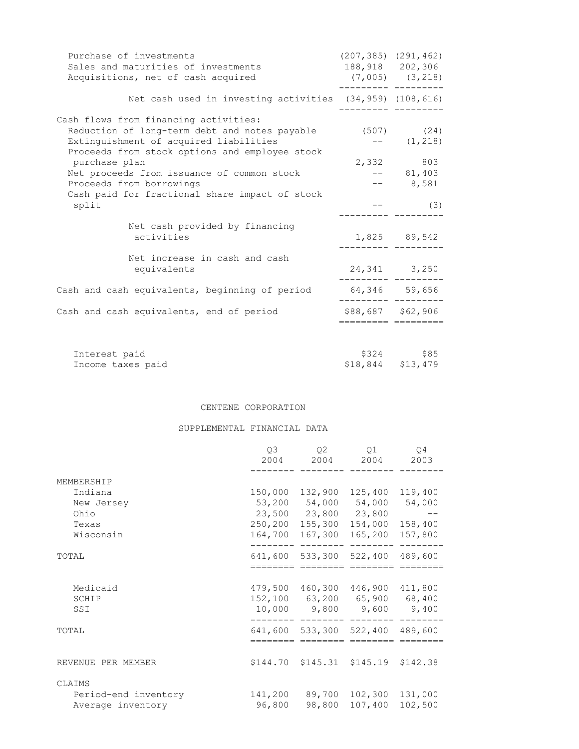| | | |
|---|---|---|
| Purchase of investments | (207,385) | (291,462) |
| Sales and maturities of investments | 188,918 | 202,306 |
| Acquisitions, net of cash acquired | (7,005) | (3,218) |
| Net cash used in investing activities | (34,959) | (108,616) |
| Cash flows from financing activities: | | |
| Reduction of long-term debt and notes payable | (507) | (24) |
| Extinguishment of acquired liabilities | -- | (1,218) |
| Proceeds from stock options and employee stock purchase plan | 2,332 | 803 |
| Net proceeds from issuance of common stock | -- | 81,403 |
| Proceeds from borrowings | -- | 8,581 |
| Cash paid for fractional share impact of stock split | -- | (3) |
| Net cash provided by financing activities | 1,825 | 89,542 |
| Net increase in cash and cash equivalents | 24,341 | 3,250 |
| Cash and cash equivalents, beginning of period | 64,346 | 59,656 |
| Cash and cash equivalents, end of period | $88,687 | $62,906 |
| | | |
| Interest paid | $324 | $85 |
| Income taxes paid | $18,844 | $13,479 |

CENTENE CORPORATION

SUPPLEMENTAL FINANCIAL DATA

| | Q3 2004 | Q2 2004 | Q1 2004 | Q4 2003 |
|---|---|---|---|---|
| MEMBERSHIP | | | | |
| Indiana | 150,000 | 132,900 | 125,400 | 119,400 |
| New Jersey | 53,200 | 54,000 | 54,000 | 54,000 |
| Ohio | 23,500 | 23,800 | 23,800 | -- |
| Texas | 250,200 | 155,300 | 154,000 | 158,400 |
| Wisconsin | 164,700 | 167,300 | 165,200 | 157,800 |
| TOTAL | 641,600 | 533,300 | 522,400 | 489,600 |
| | | | | |
| Medicaid | 479,500 | 460,300 | 446,900 | 411,800 |
| SCHIP | 152,100 | 63,200 | 65,900 | 68,400 |
| SSI | 10,000 | 9,800 | 9,600 | 9,400 |
| TOTAL | 641,600 | 533,300 | 522,400 | 489,600 |
| | | | | |
| REVENUE PER MEMBER | $144.70 | $145.31 | $145.19 | $142.38 |
| | | | | |
| CLAIMS | | | | |
| Period-end inventory | 141,200 | 89,700 | 102,300 | 131,000 |
| Average inventory | 96,800 | 98,800 | 107,400 | 102,500 |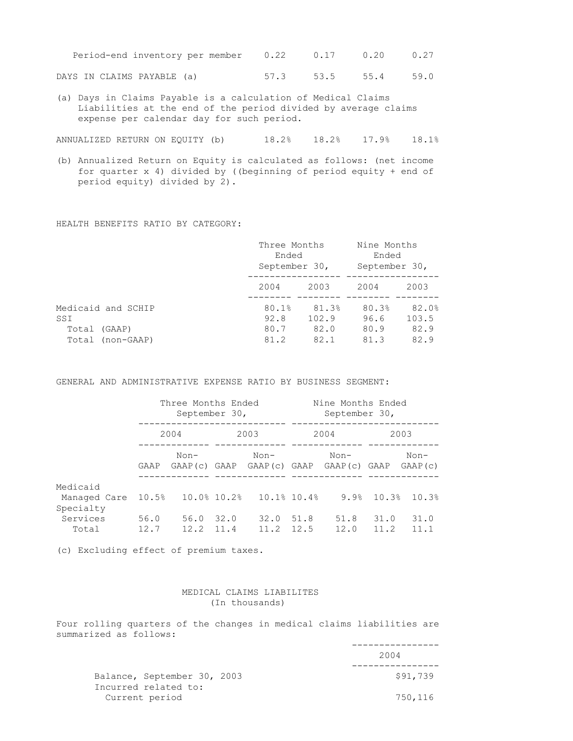| | | | | |
|---|---|---|---|---|
| Period-end inventory per member | 0.22 | 0.17 | 0.20 | 0.27 |
| DAYS IN CLAIMS PAYABLE (a) | 57.3 | 53.5 | 55.4 | 59.0 |

(a) Days in Claims Payable is a calculation of Medical Claims Liabilities at the end of the period divided by average claims expense per calendar day for such period.

| | | | | |
|---|---|---|---|---|
| ANNUALIZED RETURN ON EQUITY (b) | 18.2% | 18.2% | 17.9% | 18.1% |

(b) Annualized Return on Equity is calculated as follows: (net income for quarter x 4) divided by ((beginning of period equity + end of period equity) divided by 2).

HEALTH BENEFITS RATIO BY CATEGORY:

| | Three Months Ended September 30, | | Nine Months Ended September 30, | |
|---|---|---|---|---|
| | 2004 | 2003 | 2004 | 2003 |
| Medicaid and SCHIP | 80.1% | 81.3% | 80.3% | 82.0% |
| SSI | 92.8 | 102.9 | 96.6 | 103.5 |
| Total (GAAP) | 80.7 | 82.0 | 80.9 | 82.9 |
| Total (non-GAAP) | 81.2 | 82.1 | 81.3 | 82.9 |

GENERAL AND ADMINISTRATIVE EXPENSE RATIO BY BUSINESS SEGMENT:

| | Three Months Ended September 30, | | | | Nine Months Ended September 30, | | | |
|---|---|---|---|---|---|---|---|---|
| | 2004 | | 2003 | | 2004 | | 2003 | |
| | GAAP | Non-GAAP(c) | GAAP | Non-GAAP(c) | GAAP | Non-GAAP(c) | GAAP | Non-GAAP(c) |
| Medicaid Managed Care | 10.5% | 10.0% | 10.2% | 10.1% | 10.4% | 9.9% | 10.3% | 10.3% |
| Specialty Services | 56.0 | 56.0 | 32.0 | 32.0 | 51.8 | 51.8 | 31.0 | 31.0 |
| Total | 12.7 | 12.2 | 11.4 | 11.2 | 12.5 | 12.0 | 11.2 | 11.1 |

(c) Excluding effect of premium taxes.

MEDICAL CLAIMS LIABILITES
(In thousands)

Four rolling quarters of the changes in medical claims liabilities are summarized as follows:

| | 2004 |
|---|---|
| Balance, September 30, 2003 | $91,739 |
| Incurred related to: | |
| Current period | 750,116 |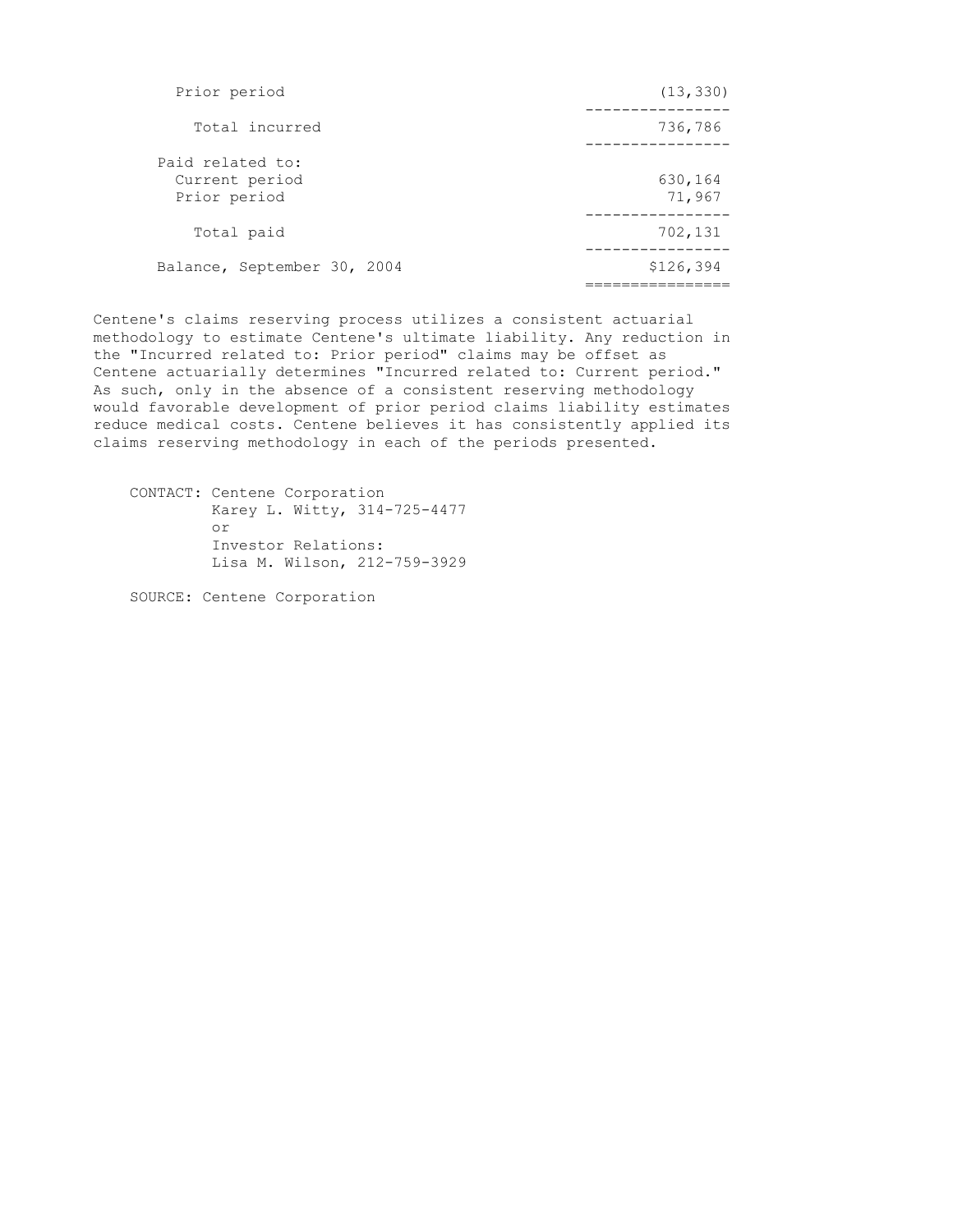| | |
|---|---|
| Prior period | (13,330) |
| Total incurred | 736,786 |
| Paid related to: | |
| Current period | 630,164 |
| Prior period | 71,967 |
| Total paid | 702,131 |
| Balance, September 30, 2004 | $126,394 |

Centene's claims reserving process utilizes a consistent actuarial methodology to estimate Centene's ultimate liability. Any reduction in the "Incurred related to: Prior period" claims may be offset as Centene actuarially determines "Incurred related to: Current period." As such, only in the absence of a consistent reserving methodology would favorable development of prior period claims liability estimates reduce medical costs. Centene believes it has consistently applied its claims reserving methodology in each of the periods presented.

CONTACT: Centene Corporation
Karey L. Witty, 314-725-4477
or
Investor Relations:
Lisa M. Wilson, 212-759-3929

SOURCE: Centene Corporation